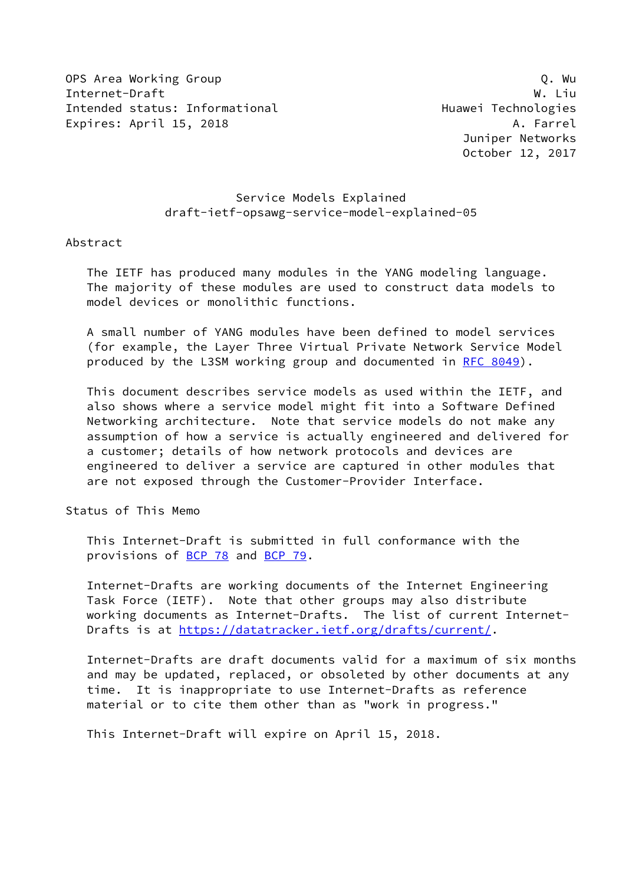OPS Area Working Group Q. Wu
Internet-Draft W. Liu
Intended status: Informational Huawei Technologies
Expires: April 15, 2018 A. Farrel
Juniper Networks
October 12, 2017

# Service Models Explained
## draft-ietf-opsawg-service-model-explained-05

## Abstract

The IETF has produced many modules in the YANG modeling language. The majority of these modules are used to construct data models to model devices or monolithic functions.

A small number of YANG modules have been defined to model services (for example, the Layer Three Virtual Private Network Service Model produced by the L3SM working group and documented in RFC 8049).

This document describes service models as used within the IETF, and also shows where a service model might fit into a Software Defined Networking architecture. Note that service models do not make any assumption of how a service is actually engineered and delivered for a customer; details of how network protocols and devices are engineered to deliver a service are captured in other modules that are not exposed through the Customer-Provider Interface.

## Status of This Memo

This Internet-Draft is submitted in full conformance with the provisions of BCP 78 and BCP 79.

Internet-Drafts are working documents of the Internet Engineering Task Force (IETF). Note that other groups may also distribute working documents as Internet-Drafts. The list of current Internet-Drafts is at https://datatracker.ietf.org/drafts/current/.

Internet-Drafts are draft documents valid for a maximum of six months and may be updated, replaced, or obsoleted by other documents at any time. It is inappropriate to use Internet-Drafts as reference material or to cite them other than as "work in progress."

This Internet-Draft will expire on April 15, 2018.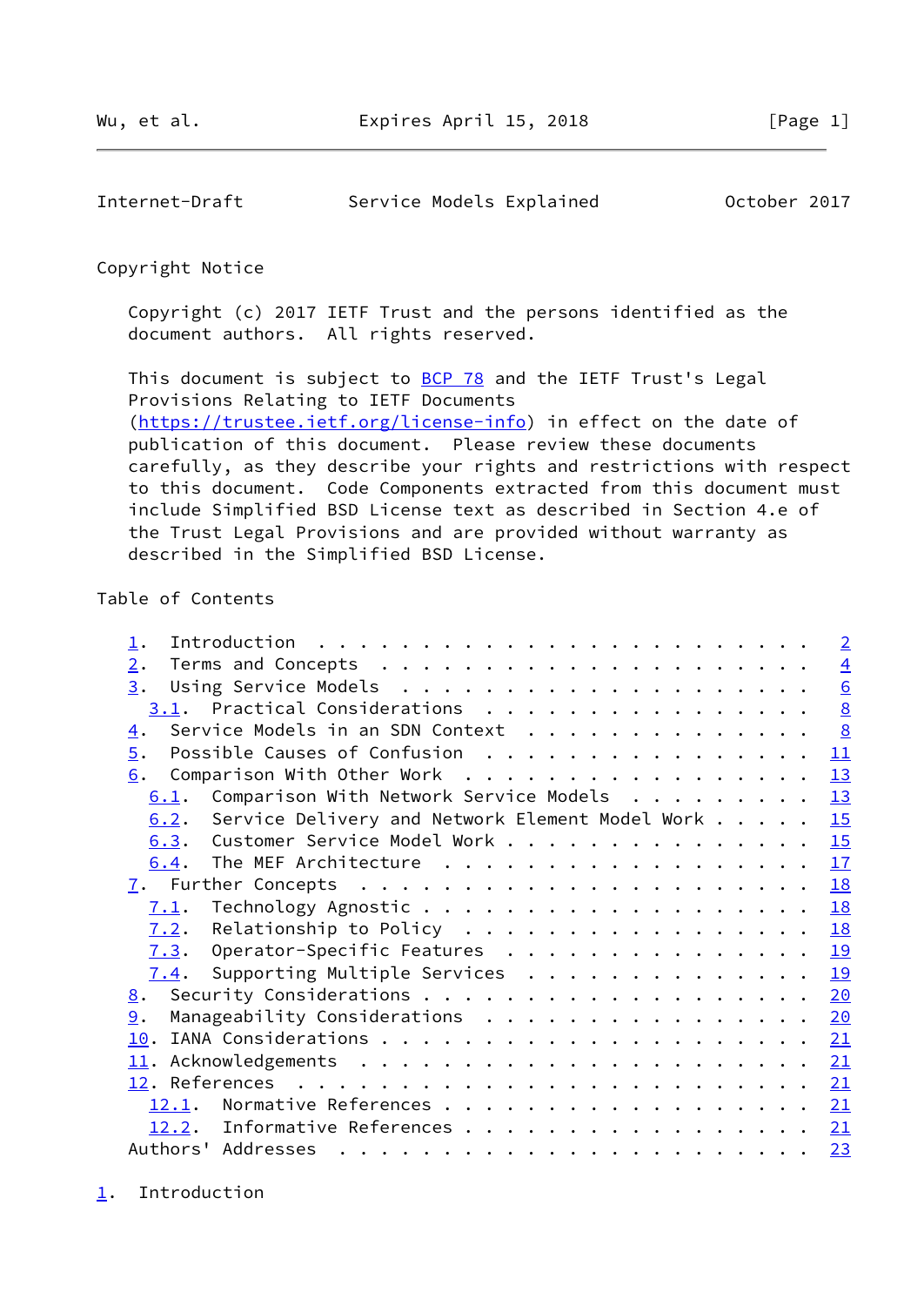Copyright Notice

Copyright (c) 2017 IETF Trust and the persons identified as the document authors. All rights reserved.

This document is subject to BCP 78 and the IETF Trust's Legal Provisions Relating to IETF Documents (https://trustee.ietf.org/license-info) in effect on the date of publication of this document. Please review these documents carefully, as they describe your rights and restrictions with respect to this document. Code Components extracted from this document must include Simplified BSD License text as described in Section 4.e of the Trust Legal Provisions and are provided without warranty as described in the Simplified BSD License.

Table of Contents

```
   1.  Introduction . . . . . . . . . . . . . . . . . . . . . . . .   2
   2.  Terms and Concepts . . . . . . . . . . . . . . . . . . . . .   4
   3.  Using Service Models . . . . . . . . . . . . . . . . . . . .   6
     3.1.  Practical Considerations . . . . . . . . . . . . . . . .   8
   4.  Service Models in an SDN Context . . . . . . . . . . . . . .   8
   5.  Possible Causes of Confusion . . . . . . . . . . . . . . . .  11
   6.  Comparison With Other Work . . . . . . . . . . . . . . . . .  13
     6.1.  Comparison With Network Service Models . . . . . . . . .  13
     6.2.  Service Delivery and Network Element Model Work . . . . .  15
     6.3.  Customer Service Model Work . . . . . . . . . . . . . . .  15
     6.4.  The MEF Architecture . . . . . . . . . . . . . . . . . .  17
   7.  Further Concepts . . . . . . . . . . . . . . . . . . . . . .  18
     7.1.  Technology Agnostic . . . . . . . . . . . . . . . . . . .  18
     7.2.  Relationship to Policy . . . . . . . . . . . . . . . . .  18
     7.3.  Operator-Specific Features . . . . . . . . . . . . . . .  19
     7.4.  Supporting Multiple Services . . . . . . . . . . . . . .  19
   8.  Security Considerations . . . . . . . . . . . . . . . . . . .  20
   9.  Manageability Considerations . . . . . . . . . . . . . . . .  20
   10. IANA Considerations . . . . . . . . . . . . . . . . . . . . .  21
   11. Acknowledgements . . . . . . . . . . . . . . . . . . . . . .  21
   12. References . . . . . . . . . . . . . . . . . . . . . . . . .  21
     12.1.  Normative References . . . . . . . . . . . . . . . . .  21
     12.2.  Informative References . . . . . . . . . . . . . . . .  21
   Authors' Addresses . . . . . . . . . . . . . . . . . . . . . . .  23
```

## 1. Introduction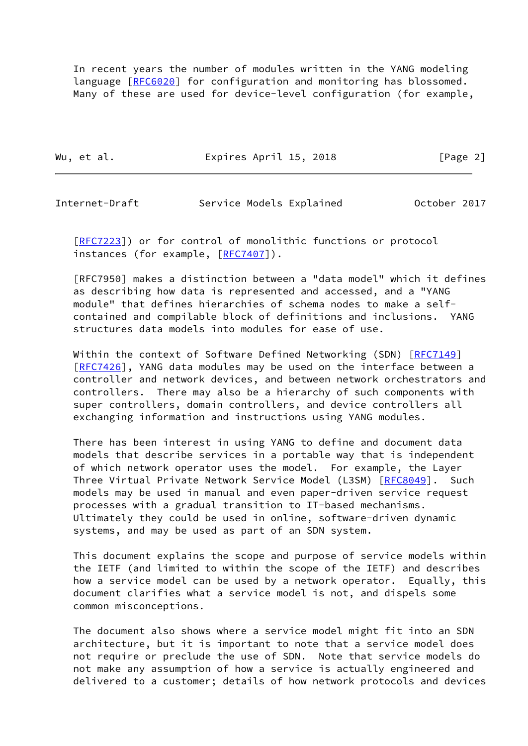In recent years the number of modules written in the YANG modeling language [RFC6020] for configuration and monitoring has blossomed. Many of these are used for device-level configuration (for example, [RFC7223]) or for control of monolithic functions or protocol instances (for example, [RFC7407]).

[RFC7950] makes a distinction between a "data model" which it defines as describing how data is represented and accessed, and a "YANG module" that defines hierarchies of schema nodes to make a self-contained and compilable block of definitions and inclusions. YANG structures data models into modules for ease of use.

Within the context of Software Defined Networking (SDN) [RFC7149] [RFC7426], YANG data modules may be used on the interface between a controller and network devices, and between network orchestrators and controllers. There may also be a hierarchy of such components with super controllers, domain controllers, and device controllers all exchanging information and instructions using YANG modules.

There has been interest in using YANG to define and document data models that describe services in a portable way that is independent of which network operator uses the model. For example, the Layer Three Virtual Private Network Service Model (L3SM) [RFC8049]. Such models may be used in manual and even paper-driven service request processes with a gradual transition to IT-based mechanisms. Ultimately they could be used in online, software-driven dynamic systems, and may be used as part of an SDN system.

This document explains the scope and purpose of service models within the IETF (and limited to within the scope of the IETF) and describes how a service model can be used by a network operator. Equally, this document clarifies what a service model is not, and dispels some common misconceptions.

The document also shows where a service model might fit into an SDN architecture, but it is important to note that a service model does not require or preclude the use of SDN. Note that service models do not make any assumption of how a service is actually engineered and delivered to a customer; details of how network protocols and devices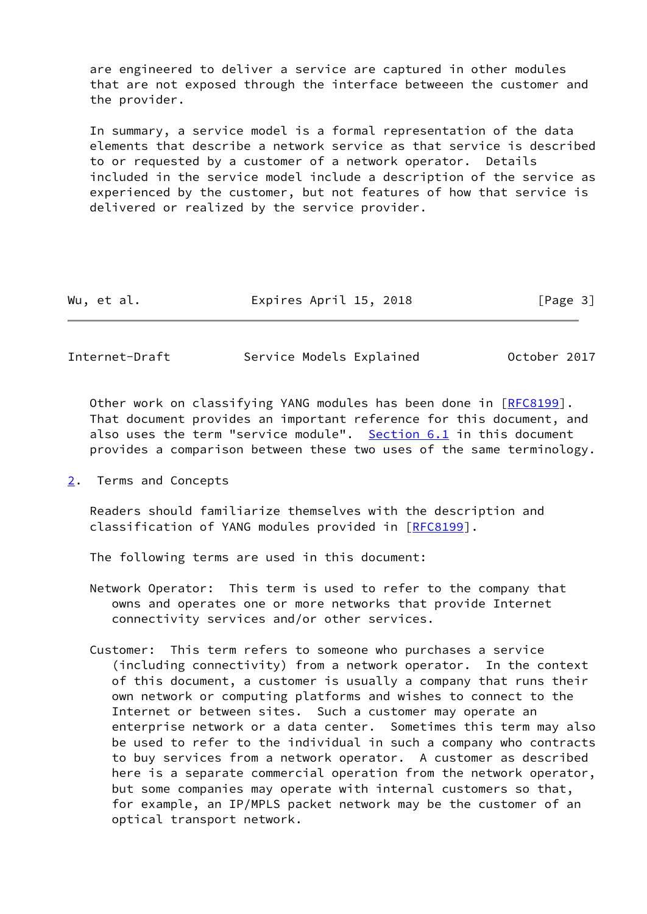are engineered to deliver a service are captured in other modules that are not exposed through the interface betweeen the customer and the provider.

In summary, a service model is a formal representation of the data elements that describe a network service as that service is described to or requested by a customer of a network operator. Details included in the service model include a description of the service as experienced by the customer, but not features of how that service is delivered or realized by the service provider.

Other work on classifying YANG modules has been done in [RFC8199]. That document provides an important reference for this document, and also uses the term "service module". Section 6.1 in this document provides a comparison between these two uses of the same terminology.

## 2. Terms and Concepts

Readers should familiarize themselves with the description and classification of YANG modules provided in [RFC8199].

The following terms are used in this document:

Network Operator: This term is used to refer to the company that owns and operates one or more networks that provide Internet connectivity services and/or other services.

Customer: This term refers to someone who purchases a service (including connectivity) from a network operator. In the context of this document, a customer is usually a company that runs their own network or computing platforms and wishes to connect to the Internet or between sites. Such a customer may operate an enterprise network or a data center. Sometimes this term may also be used to refer to the individual in such a company who contracts to buy services from a network operator. A customer as described here is a separate commercial operation from the network operator, but some companies may operate with internal customers so that, for example, an IP/MPLS packet network may be the customer of an optical transport network.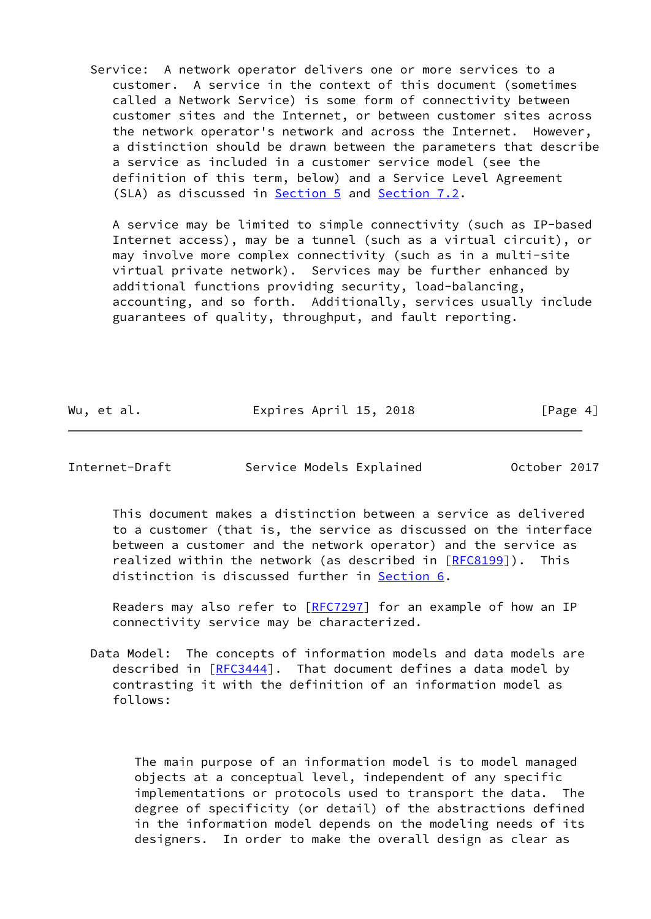Service: A network operator delivers one or more services to a customer. A service in the context of this document (sometimes called a Network Service) is some form of connectivity between customer sites and the Internet, or between customer sites across the network operator's network and across the Internet. However, a distinction should be drawn between the parameters that describe a service as included in a customer service model (see the definition of this term, below) and a Service Level Agreement (SLA) as discussed in Section 5 and Section 7.2.

A service may be limited to simple connectivity (such as IP-based Internet access), may be a tunnel (such as a virtual circuit), or may involve more complex connectivity (such as in a multi-site virtual private network). Services may be further enhanced by additional functions providing security, load-balancing, accounting, and so forth. Additionally, services usually include guarantees of quality, throughput, and fault reporting.

This document makes a distinction between a service as delivered to a customer (that is, the service as discussed on the interface between a customer and the network operator) and the service as realized within the network (as described in [RFC8199]). This distinction is discussed further in Section 6.

Readers may also refer to [RFC7297] for an example of how an IP connectivity service may be characterized.

Data Model: The concepts of information models and data models are described in [RFC3444]. That document defines a data model by contrasting it with the definition of an information model as follows:

> The main purpose of an information model is to model managed objects at a conceptual level, independent of any specific implementations or protocols used to transport the data. The degree of specificity (or detail) of the abstractions defined in the information model depends on the modeling needs of its designers. In order to make the overall design as clear as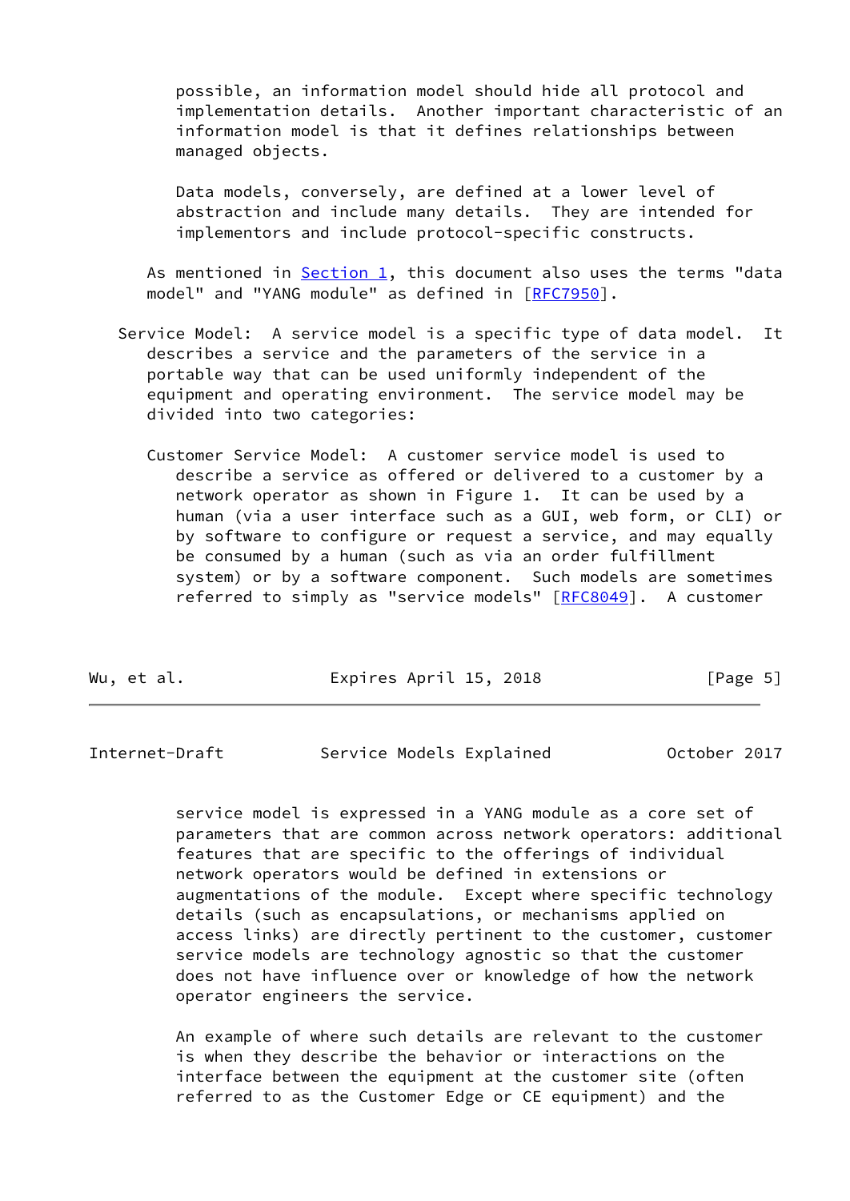possible, an information model should hide all protocol and implementation details. Another important characteristic of an information model is that it defines relationships between managed objects.

Data models, conversely, are defined at a lower level of abstraction and include many details. They are intended for implementors and include protocol-specific constructs.

As mentioned in Section 1, this document also uses the terms "data model" and "YANG module" as defined in [RFC7950].

Service Model: A service model is a specific type of data model. It describes a service and the parameters of the service in a portable way that can be used uniformly independent of the equipment and operating environment. The service model may be divided into two categories:

Customer Service Model: A customer service model is used to describe a service as offered or delivered to a customer by a network operator as shown in Figure 1. It can be used by a human (via a user interface such as a GUI, web form, or CLI) or by software to configure or request a service, and may equally be consumed by a human (such as via an order fulfillment system) or by a software component. Such models are sometimes referred to simply as "service models" [RFC8049]. A customer service model is expressed in a YANG module as a core set of parameters that are common across network operators: additional features that are specific to the offerings of individual network operators would be defined in extensions or augmentations of the module. Except where specific technology details (such as encapsulations, or mechanisms applied on access links) are directly pertinent to the customer, customer service models are technology agnostic so that the customer does not have influence over or knowledge of how the network operator engineers the service.

An example of where such details are relevant to the customer is when they describe the behavior or interactions on the interface between the equipment at the customer site (often referred to as the Customer Edge or CE equipment) and the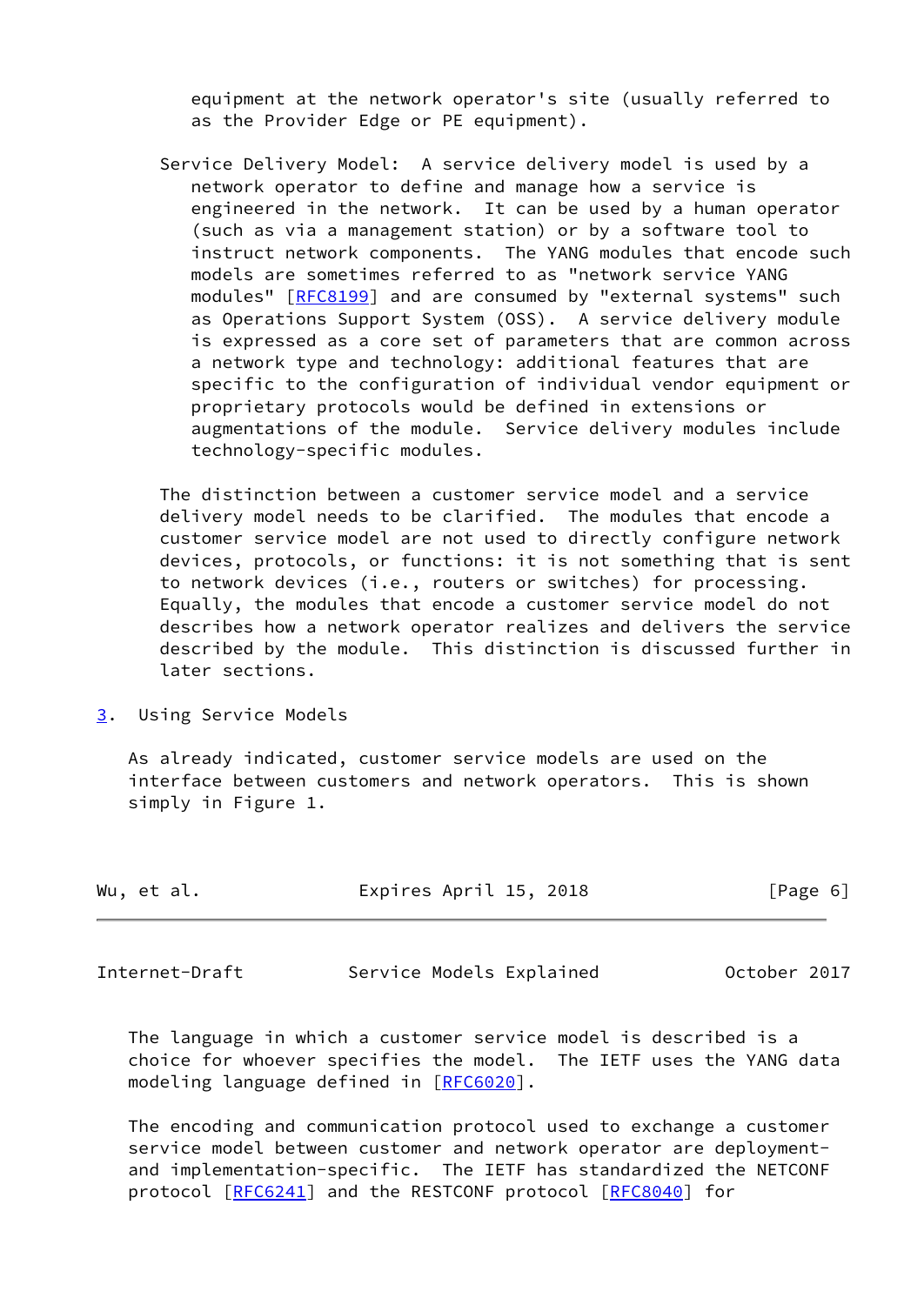equipment at the network operator's site (usually referred to as the Provider Edge or PE equipment).

Service Delivery Model: A service delivery model is used by a network operator to define and manage how a service is engineered in the network. It can be used by a human operator (such as via a management station) or by a software tool to instruct network components. The YANG modules that encode such models are sometimes referred to as "network service YANG modules" [RFC8199] and are consumed by "external systems" such as Operations Support System (OSS). A service delivery module is expressed as a core set of parameters that are common across a network type and technology: additional features that are specific to the configuration of individual vendor equipment or proprietary protocols would be defined in extensions or augmentations of the module. Service delivery modules include technology-specific modules.

The distinction between a customer service model and a service delivery model needs to be clarified. The modules that encode a customer service model are not used to directly configure network devices, protocols, or functions: it is not something that is sent to network devices (i.e., routers or switches) for processing. Equally, the modules that encode a customer service model do not describes how a network operator realizes and delivers the service described by the module. This distinction is discussed further in later sections.

## 3. Using Service Models

As already indicated, customer service models are used on the interface between customers and network operators. This is shown simply in Figure 1.

The language in which a customer service model is described is a choice for whoever specifies the model. The IETF uses the YANG data modeling language defined in [RFC6020].

The encoding and communication protocol used to exchange a customer service model between customer and network operator are deployment- and implementation-specific. The IETF has standardized the NETCONF protocol [RFC6241] and the RESTCONF protocol [RFC8040] for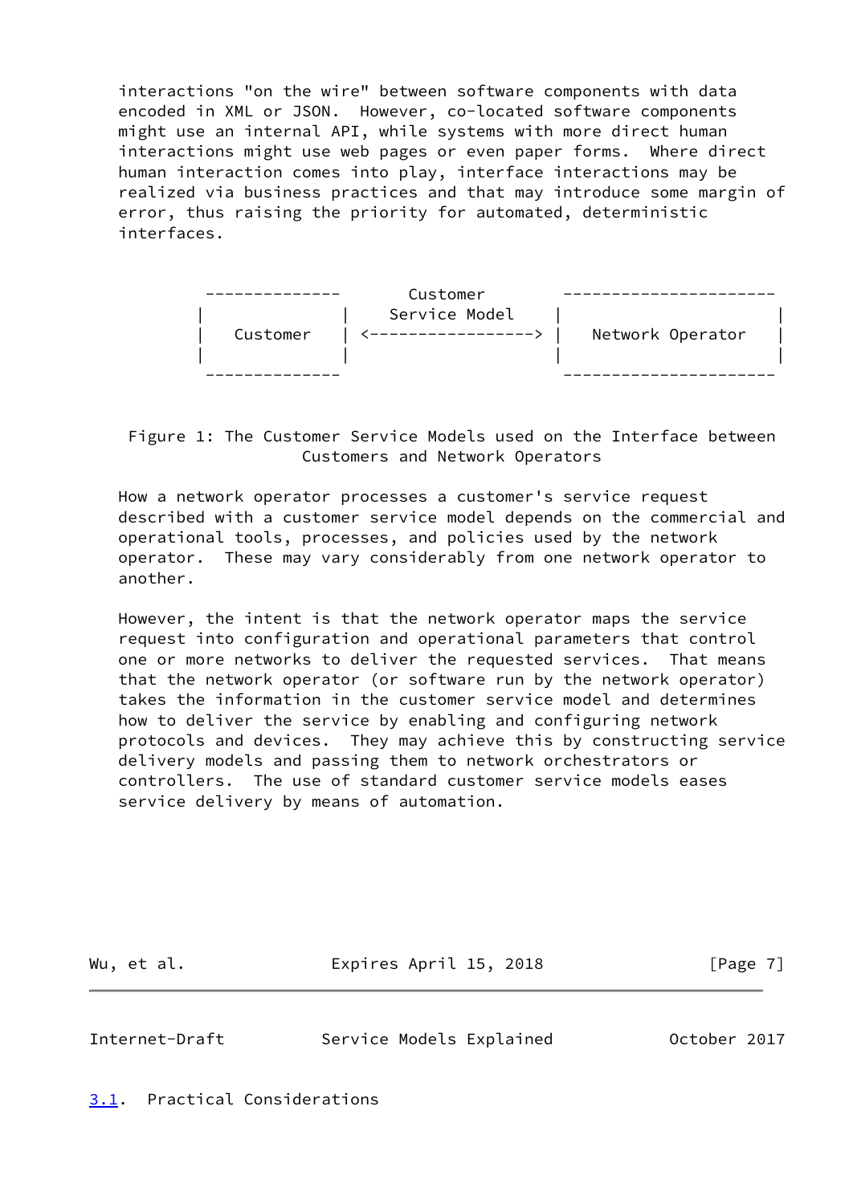interactions "on the wire" between software components with data encoded in XML or JSON. However, co-located software components might use an internal API, while systems with more direct human interactions might use web pages or even paper forms. Where direct human interaction comes into play, interface interactions may be realized via business practices and that may introduce some margin of error, thus raising the priority for automated, deterministic interfaces.

```
 --------------       Customer       ----------------------
|              |    Service Model   |                      |
|   Customer   | <-----------------> |   Network Operator   |
|              |                    |                      |
 --------------                      ----------------------
```

Figure 1: The Customer Service Models used on the Interface between Customers and Network Operators

How a network operator processes a customer's service request described with a customer service model depends on the commercial and operational tools, processes, and policies used by the network operator. These may vary considerably from one network operator to another.

However, the intent is that the network operator maps the service request into configuration and operational parameters that control one or more networks to deliver the requested services. That means that the network operator (or software run by the network operator) takes the information in the customer service model and determines how to deliver the service by enabling and configuring network protocols and devices. They may achieve this by constructing service delivery models and passing them to network orchestrators or controllers. The use of standard customer service models eases service delivery by means of automation.

### 3.1. Practical Considerations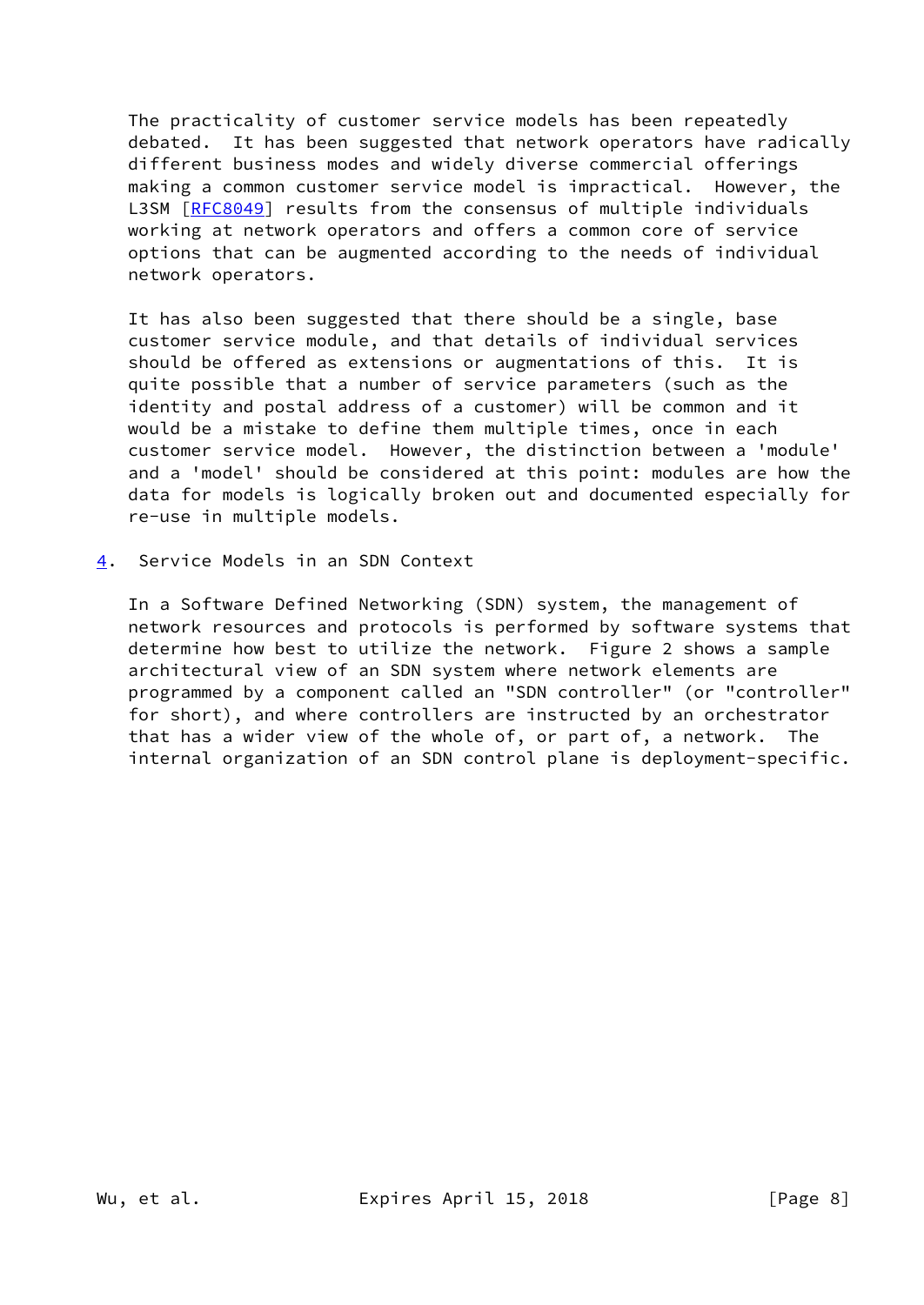The practicality of customer service models has been repeatedly debated. It has been suggested that network operators have radically different business modes and widely diverse commercial offerings making a common customer service model is impractical. However, the L3SM [RFC8049] results from the consensus of multiple individuals working at network operators and offers a common core of service options that can be augmented according to the needs of individual network operators.

It has also been suggested that there should be a single, base customer service module, and that details of individual services should be offered as extensions or augmentations of this. It is quite possible that a number of service parameters (such as the identity and postal address of a customer) will be common and it would be a mistake to define them multiple times, once in each customer service model. However, the distinction between a 'module' and a 'model' should be considered at this point: modules are how the data for models is logically broken out and documented especially for re-use in multiple models.

## 4. Service Models in an SDN Context

In a Software Defined Networking (SDN) system, the management of network resources and protocols is performed by software systems that determine how best to utilize the network. Figure 2 shows a sample architectural view of an SDN system where network elements are programmed by a component called an "SDN controller" (or "controller" for short), and where controllers are instructed by an orchestrator that has a wider view of the whole of, or part of, a network. The internal organization of an SDN control plane is deployment-specific.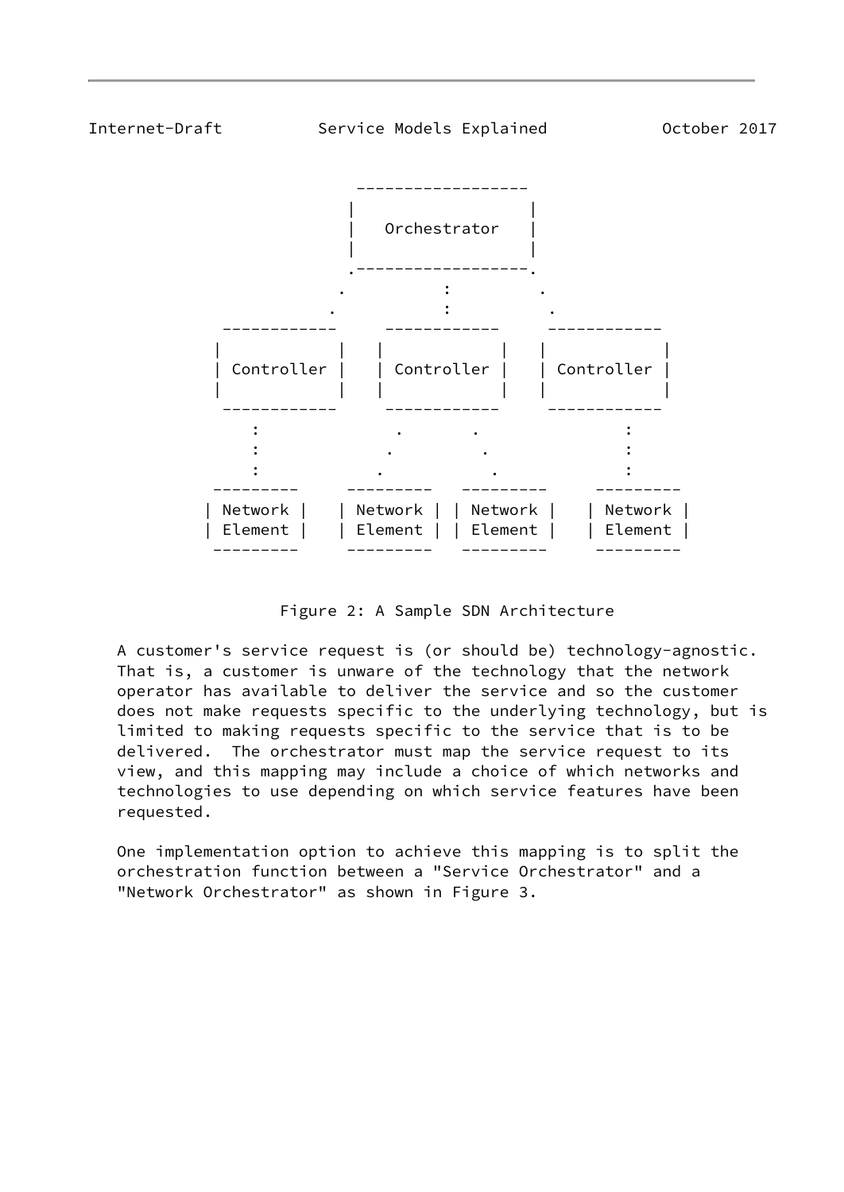```
                   ------------------
                  |                  |
                  |   Orchestrator   |
                  |                  |
                  .------------------.
                 .          :         .
                .           :          .
         ------------   ------------   ------------
        |            | |            | |            |
        | Controller | | Controller | | Controller |
        |            | |            | |            |
         ------------   ------------   ------------
              :           .       .          :
              :          .         .         :
              :         .           .        :
         ---------   ---------   ---------   ---------
        | Network | | Network | | Network | | Network |
        | Element | | Element | | Element | | Element |
         ---------   ---------   ---------   ---------
```

Figure 2: A Sample SDN Architecture

A customer's service request is (or should be) technology-agnostic. That is, a customer is unware of the technology that the network operator has available to deliver the service and so the customer does not make requests specific to the underlying technology, but is limited to making requests specific to the service that is to be delivered. The orchestrator must map the service request to its view, and this mapping may include a choice of which networks and technologies to use depending on which service features have been requested.

One implementation option to achieve this mapping is to split the orchestration function between a "Service Orchestrator" and a "Network Orchestrator" as shown in Figure 3.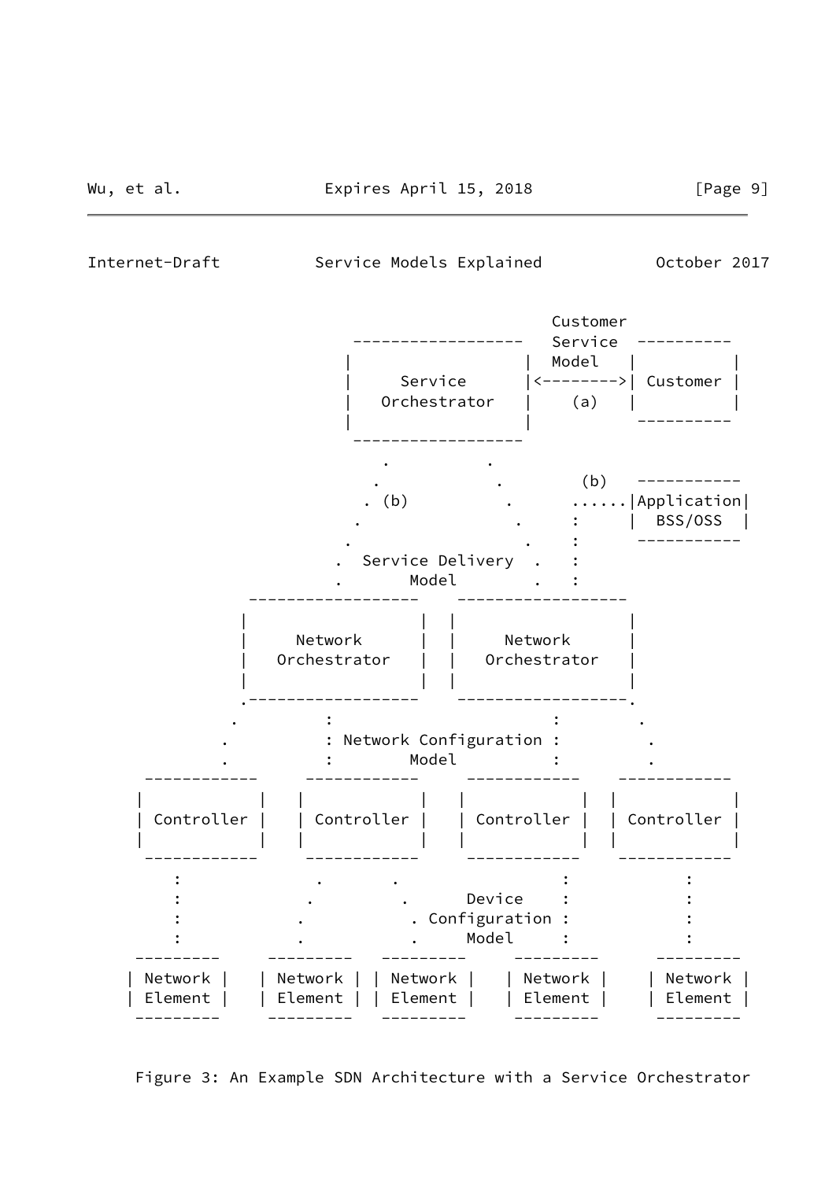```
                                     Customer
                    ------------------   Service  ----------
                   |                  |  Model   |          |
                   |     Service      |<-------->| Customer |
                   |   Orchestrator   |    (a)   |          |
                   |                  |           ----------
                    ------------------
                       .          .
                      .            .        (b)   -----------
                     . (b)          .      ......|Application|
                    .                .     :     |  BSS/OSS  |
                   .                  .    :      -----------
                  .  Service Delivery  .   :
                  .       Model        .   :
          ------------------    ------------------
         |                  |  |                  |
         |     Network      |  |     Network      |
         |   Orchestrator   |  |   Orchestrator   |
         |                  |  |                  |
         .------------------    ------------------.
        .         :                        :        .
       .          : Network Configuration :          .
       .          :        Model           :          .
   ------------     ------------     ------------    ------------
  |            |   |            |   |            |  |            |
  | Controller |   | Controller |   | Controller |  | Controller |
  |            |   |            |   |            |  |            |
   ------------     ------------     ------------    ------------
      :              .       .                 :            :
      :             .         .      Device    :            :
      :            .           . Configuration :            :
      :            .           .     Model     :            :
  ---------     ---------   ---------     ---------     ---------
 | Network |   | Network | | Network |   | Network |   | Network |
 | Element |   | Element | | Element |   | Element |   | Element |
  ---------     ---------   ---------     ---------     ---------
```

Figure 3: An Example SDN Architecture with a Service Orchestrator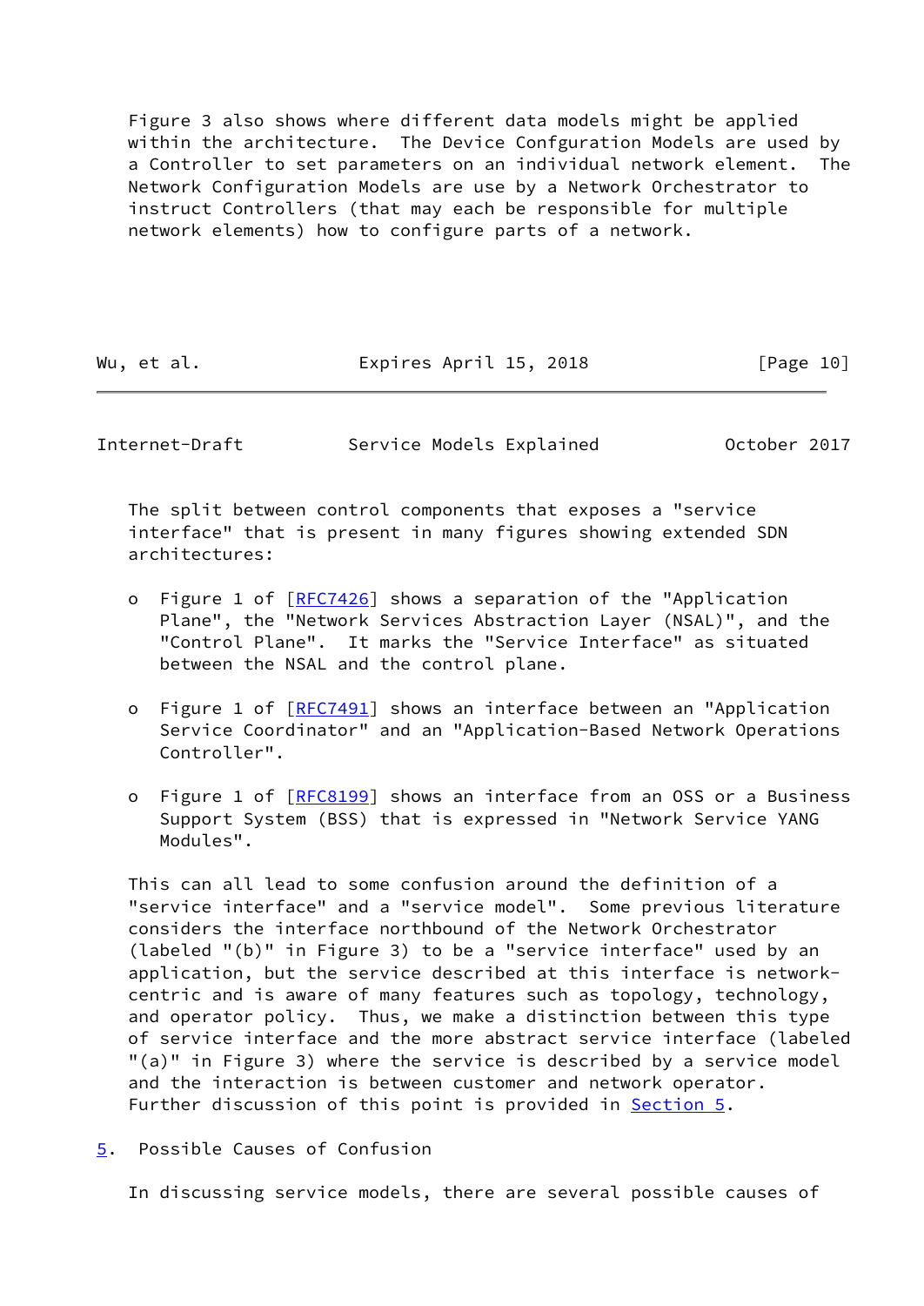Figure 3 also shows where different data models might be applied within the architecture. The Device Confguration Models are used by a Controller to set parameters on an individual network element. The Network Configuration Models are use by a Network Orchestrator to instruct Controllers (that may each be responsible for multiple network elements) how to configure parts of a network.

The split between control components that exposes a "service interface" that is present in many figures showing extended SDN architectures:

- Figure 1 of [RFC7426] shows a separation of the "Application Plane", the "Network Services Abstraction Layer (NSAL)", and the "Control Plane". It marks the "Service Interface" as situated between the NSAL and the control plane.

- Figure 1 of [RFC7491] shows an interface between an "Application Service Coordinator" and an "Application-Based Network Operations Controller".

- Figure 1 of [RFC8199] shows an interface from an OSS or a Business Support System (BSS) that is expressed in "Network Service YANG Modules".

This can all lead to some confusion around the definition of a "service interface" and a "service model". Some previous literature considers the interface northbound of the Network Orchestrator (labeled "(b)" in Figure 3) to be a "service interface" used by an application, but the service described at this interface is network-centric and is aware of many features such as topology, technology, and operator policy. Thus, we make a distinction between this type of service interface and the more abstract service interface (labeled "(a)" in Figure 3) where the service is described by a service model and the interaction is between customer and network operator. Further discussion of this point is provided in Section 5.

## 5. Possible Causes of Confusion

In discussing service models, there are several possible causes of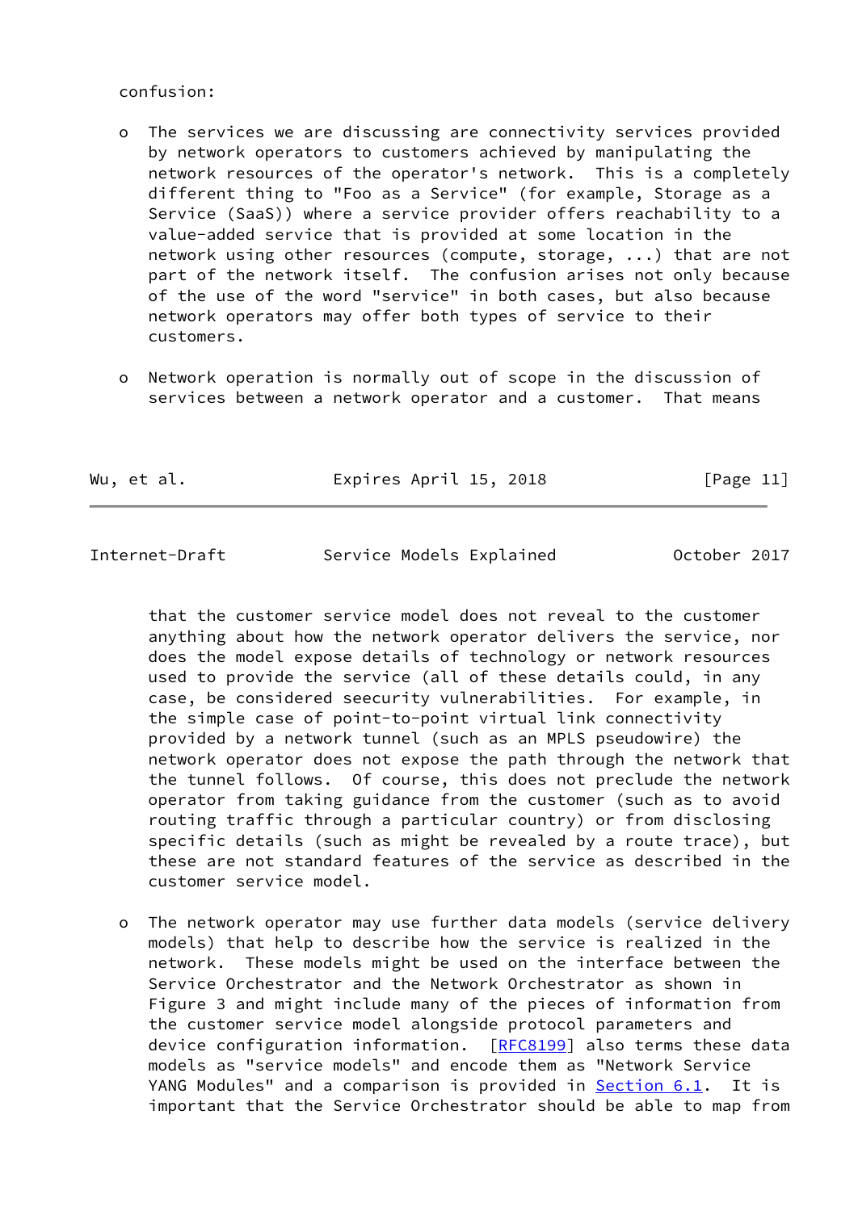confusion:

- The services we are discussing are connectivity services provided by network operators to customers achieved by manipulating the network resources of the operator's network. This is a completely different thing to "Foo as a Service" (for example, Storage as a Service (SaaS)) where a service provider offers reachability to a value-added service that is provided at some location in the network using other resources (compute, storage, ...) that are not part of the network itself. The confusion arises not only because of the use of the word "service" in both cases, but also because network operators may offer both types of service to their customers.

- Network operation is normally out of scope in the discussion of services between a network operator and a customer. That means that the customer service model does not reveal to the customer anything about how the network operator delivers the service, nor does the model expose details of technology or network resources used to provide the service (all of these details could, in any case, be considered seecurity vulnerabilities. For example, in the simple case of point-to-point virtual link connectivity provided by a network tunnel (such as an MPLS pseudowire) the network operator does not expose the path through the network that the tunnel follows. Of course, this does not preclude the network operator from taking guidance from the customer (such as to avoid routing traffic through a particular country) or from disclosing specific details (such as might be revealed by a route trace), but these are not standard features of the service as described in the customer service model.

- The network operator may use further data models (service delivery models) that help to describe how the service is realized in the network. These models might be used on the interface between the Service Orchestrator and the Network Orchestrator as shown in Figure 3 and might include many of the pieces of information from the customer service model alongside protocol parameters and device configuration information. [RFC8199] also terms these data models as "service models" and encode them as "Network Service YANG Modules" and a comparison is provided in Section 6.1. It is important that the Service Orchestrator should be able to map from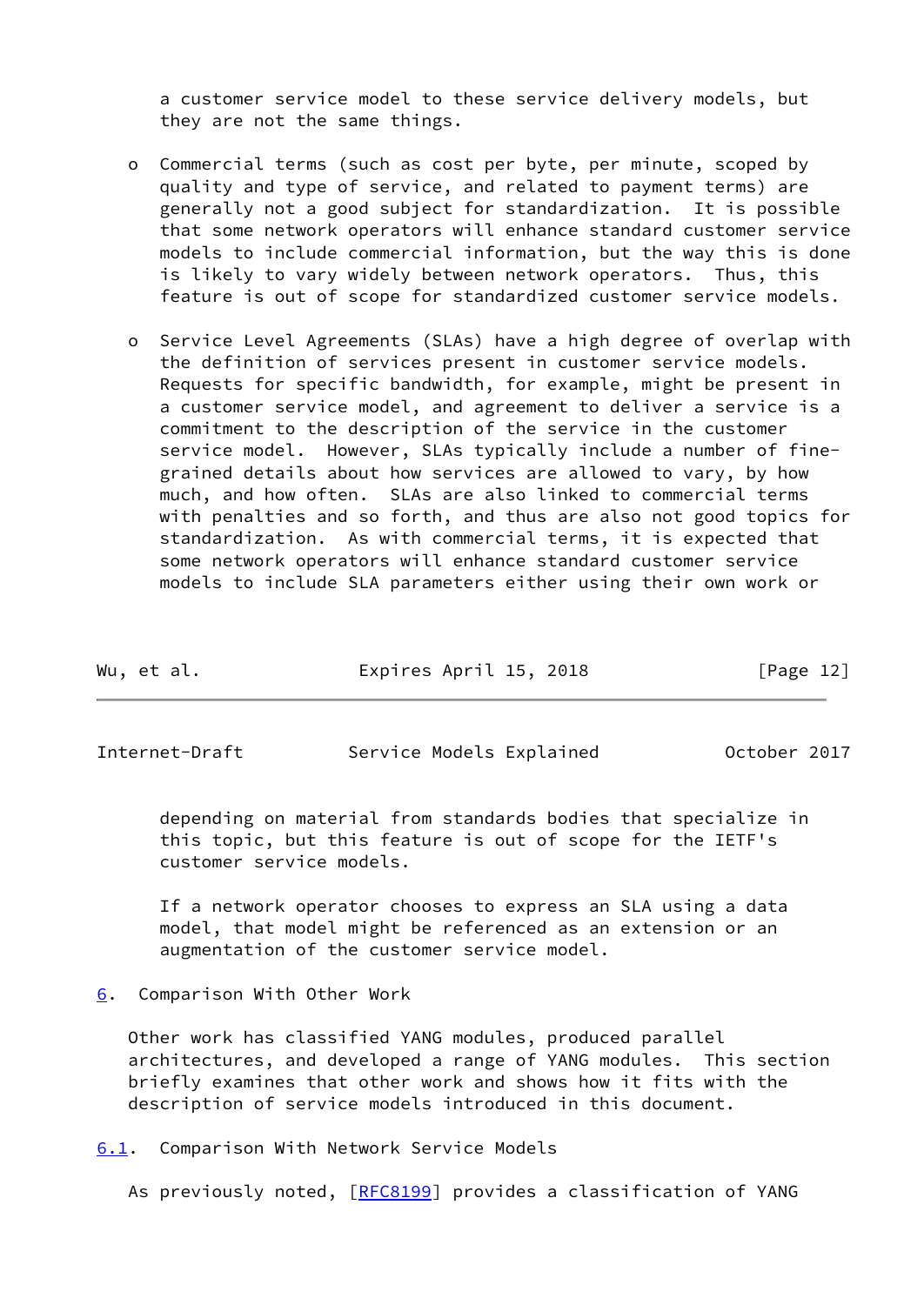a customer service model to these service delivery models, but they are not the same things.

- Commercial terms (such as cost per byte, per minute, scoped by quality and type of service, and related to payment terms) are generally not a good subject for standardization. It is possible that some network operators will enhance standard customer service models to include commercial information, but the way this is done is likely to vary widely between network operators. Thus, this feature is out of scope for standardized customer service models.

- Service Level Agreements (SLAs) have a high degree of overlap with the definition of services present in customer service models. Requests for specific bandwidth, for example, might be present in a customer service model, and agreement to deliver a service is a commitment to the description of the service in the customer service model. However, SLAs typically include a number of fine-grained details about how services are allowed to vary, by how much, and how often. SLAs are also linked to commercial terms with penalties and so forth, and thus are also not good topics for standardization. As with commercial terms, it is expected that some network operators will enhance standard customer service models to include SLA parameters either using their own work or depending on material from standards bodies that specialize in this topic, but this feature is out of scope for the IETF's customer service models.

  If a network operator chooses to express an SLA using a data model, that model might be referenced as an extension or an augmentation of the customer service model.

## 6. Comparison With Other Work

Other work has classified YANG modules, produced parallel architectures, and developed a range of YANG modules. This section briefly examines that other work and shows how it fits with the description of service models introduced in this document.

### 6.1. Comparison With Network Service Models

As previously noted, [RFC8199] provides a classification of YANG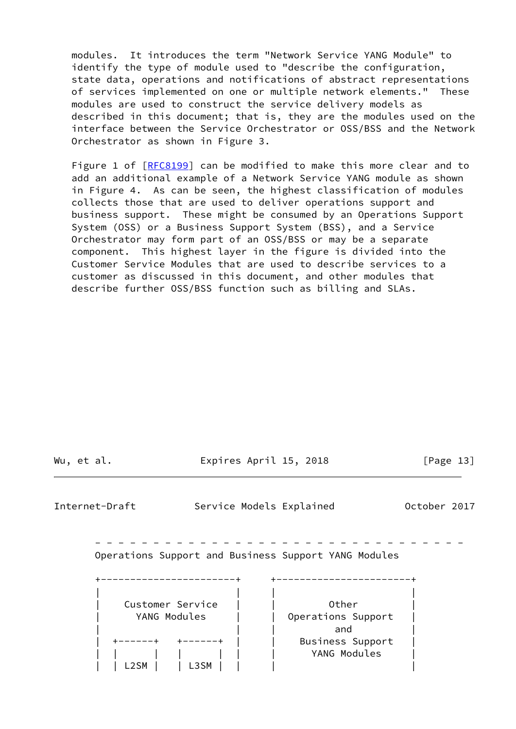modules. It introduces the term "Network Service YANG Module" to identify the type of module used to "describe the configuration, state data, operations and notifications of abstract representations of services implemented on one or multiple network elements." These modules are used to construct the service delivery models as described in this document; that is, they are the modules used on the interface between the Service Orchestrator or OSS/BSS and the Network Orchestrator as shown in Figure 3.

Figure 1 of [RFC8199] can be modified to make this more clear and to add an additional example of a Network Service YANG module as shown in Figure 4. As can be seen, the highest classification of modules collects those that are used to deliver operations support and business support. These might be consumed by an Operations Support System (OSS) or a Business Support System (BSS), and a Service Orchestrator may form part of an OSS/BSS or may be a separate component. This highest layer in the figure is divided into the Customer Service Modules that are used to describe services to a customer as discussed in this document, and other modules that describe further OSS/BSS function such as billing and SLAs.

```
  - - - - - - - - - - - - - - - - - - - - - - - - - - - - - - - - -
  Operations Support and Business Support YANG Modules

  +-----------------------+     +-----------------------+
  |                       |     |                       |
  |   Customer Service    |     |         Other         |
  |     YANG Modules      |     |   Operations Support  |
  |                       |     |          and          |
  |  +------+    +------+ |     |    Business Support   |
  |  |      |    |      | |     |      YANG Modules     |
  |  | L2SM |    | L3SM | |     |                       |
```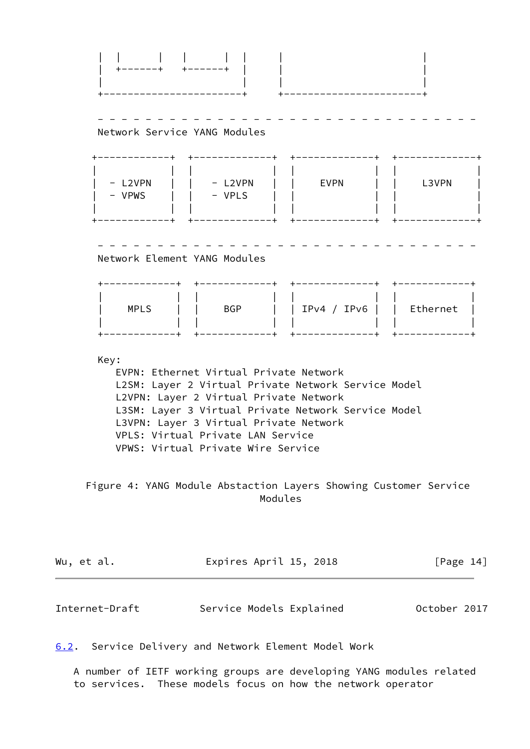```
    |  |       |   |       |  |     |                     |
    |  +-------+   +-------+  |     |                     |
    |                         |     |                     |
    +-------------------------+     +---------------------+

    - - - - - - - - - - - - - - - - - - - - - - - - - - - - - - -
    Network Service YANG Modules

   +------------+  +--------------+  +-------------+  +-------------+
   |            |  |              |  |             |  |             |
   |  - L2VPN   |  |   - L2VPN    |  |    EVPN     |  |    L3VPN    |
   |  - VPWS    |  |   - VPLS     |  |             |  |             |
   |            |  |              |  |             |  |             |
   +------------+  +--------------+  +-------------+  +-------------+

    - - - - - - - - - - - - - - - - - - - - - - - - - - - - - - -
    Network Element YANG Modules

    +------------+  +------------+  +-------------+  +------------+
    |            |  |            |  |             |  |            |
    |    MPLS    |  |    BGP     |  | IPv4 / IPv6 |  |  Ethernet  |
    |            |  |            |  |             |  |            |
    +------------+  +------------+  +-------------+  +------------+

    Key:
       EVPN: Ethernet Virtual Private Network
       L2SM: Layer 2 Virtual Private Network Service Model
       L2VPN: Layer 2 Virtual Private Network
       L3SM: Layer 3 Virtual Private Network Service Model
       L3VPN: Layer 3 Virtual Private Network
       VPLS: Virtual Private LAN Service
       VPWS: Virtual Private Wire Service
```

Figure 4: YANG Module Abstaction Layers Showing Customer Service Modules

## 6.2. Service Delivery and Network Element Model Work

A number of IETF working groups are developing YANG modules related to services. These models focus on how the network operator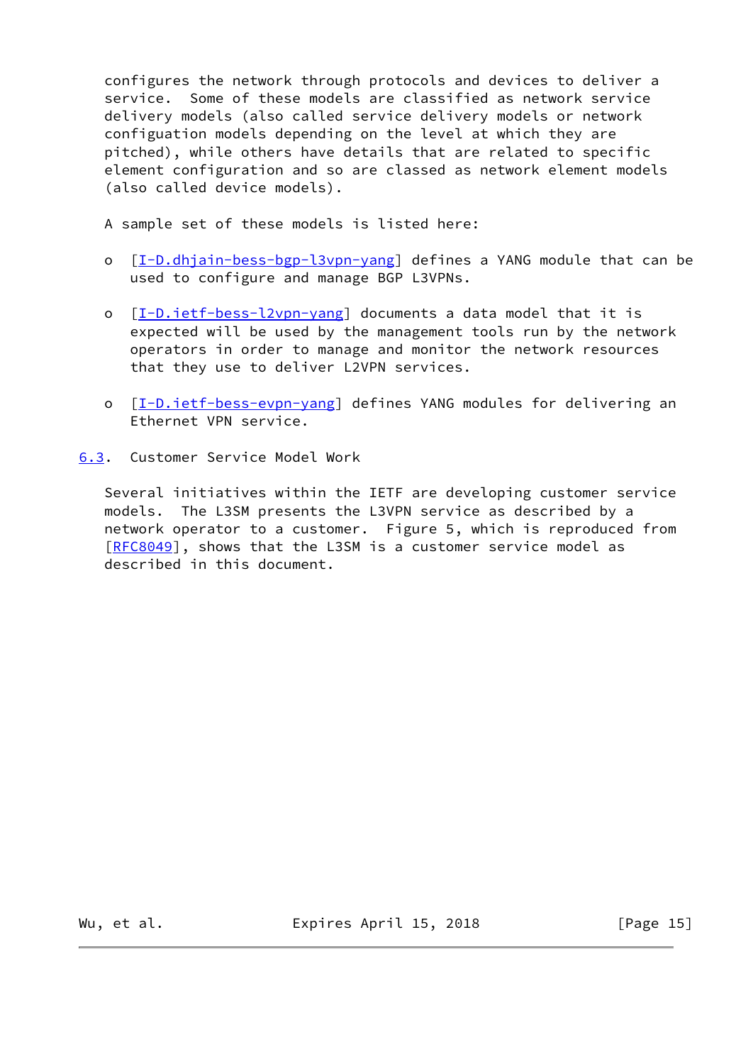configures the network through protocols and devices to deliver a service. Some of these models are classified as network service delivery models (also called service delivery models or network configuation models depending on the level at which they are pitched), while others have details that are related to specific element configuration and so are classed as network element models (also called device models).

A sample set of these models is listed here:

- [I-D.dhjain-bess-bgp-l3vpn-yang] defines a YANG module that can be used to configure and manage BGP L3VPNs.

- [I-D.ietf-bess-l2vpn-yang] documents a data model that it is expected will be used by the management tools run by the network operators in order to manage and monitor the network resources that they use to deliver L2VPN services.

- [I-D.ietf-bess-evpn-yang] defines YANG modules for delivering an Ethernet VPN service.

### 6.3. Customer Service Model Work

Several initiatives within the IETF are developing customer service models. The L3SM presents the L3VPN service as described by a network operator to a customer. Figure 5, which is reproduced from [RFC8049], shows that the L3SM is a customer service model as described in this document.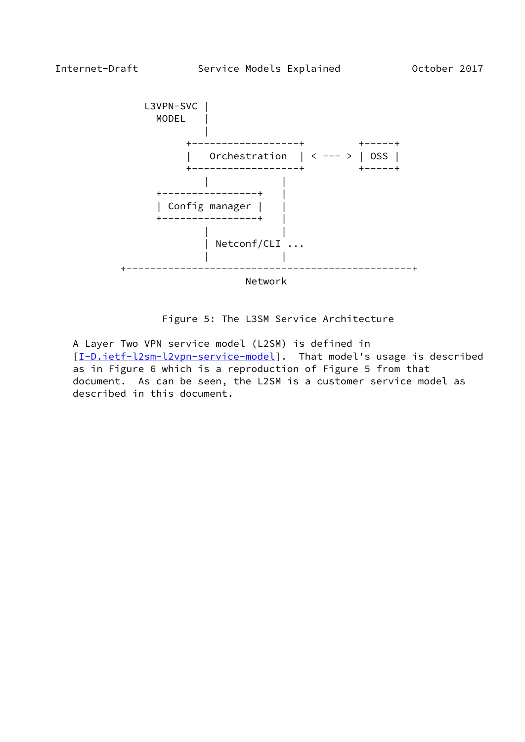```
              L3VPN-SVC |
                MODEL   |
                        |
                     +------------------+         +-----+
                     |   Orchestration  | < --- > | OSS |
                     +------------------+         +-----+
                        |            |
                +----------------+   |
                | Config manager |   |
                +----------------+   |
                        |            |
                        | Netconf/CLI ...
                        |            |
          +------------------------------------------------+
                                Network
```

Figure 5: The L3SM Service Architecture

A Layer Two VPN service model (L2SM) is defined in [I-D.ietf-l2sm-l2vpn-service-model]. That model's usage is described as in Figure 6 which is a reproduction of Figure 5 from that document. As can be seen, the L2SM is a customer service model as described in this document.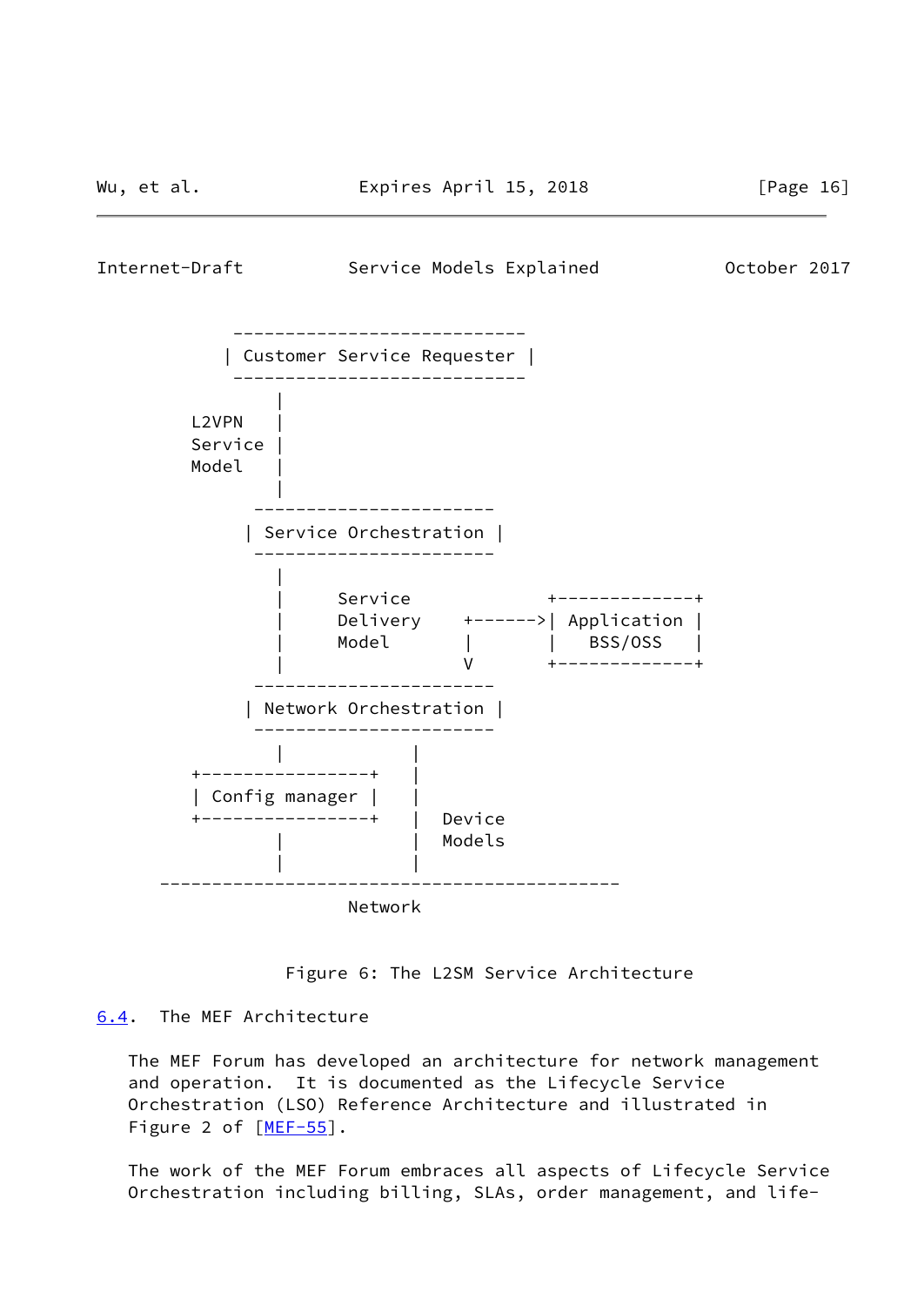```
           ----------------------------
          | Customer Service Requester |
           ----------------------------
                     |
        L2VPN        |
        Service      |
        Model        |
                     |
             -----------------------
            | Service Orchestration |
             -----------------------
                     |
                     |     Service           +-------------+
                     |     Delivery    +------>| Application |
                     |     Model       |       |   BSS/OSS   |
                     |                 V       +-------------+
             -----------------------
            | Network Orchestration |
             -----------------------
                     |            |
        +----------------+        |
        | Config manager |        |
        +----------------+        |  Device
                     |            |  Models
                     |            |
     --------------------------------------------
                       Network
```

Figure 6: The L2SM Service Architecture

## 6.4. The MEF Architecture

The MEF Forum has developed an architecture for network management and operation. It is documented as the Lifecycle Service Orchestration (LSO) Reference Architecture and illustrated in Figure 2 of [MEF-55].

The work of the MEF Forum embraces all aspects of Lifecycle Service Orchestration including billing, SLAs, order management, and life-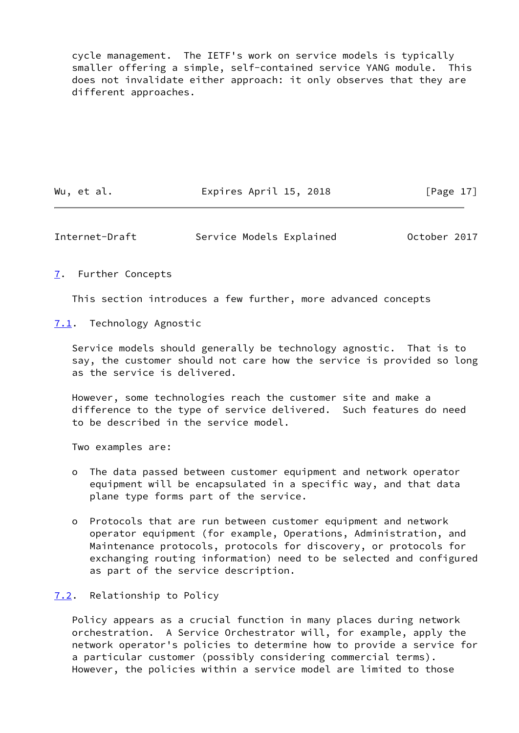cycle management. The IETF's work on service models is typically smaller offering a simple, self-contained service YANG module. This does not invalidate either approach: it only observes that they are different approaches.

## 7. Further Concepts

This section introduces a few further, more advanced concepts

### 7.1. Technology Agnostic

Service models should generally be technology agnostic. That is to say, the customer should not care how the service is provided so long as the service is delivered.

However, some technologies reach the customer site and make a difference to the type of service delivered. Such features do need to be described in the service model.

Two examples are:

- The data passed between customer equipment and network operator equipment will be encapsulated in a specific way, and that data plane type forms part of the service.

- Protocols that are run between customer equipment and network operator equipment (for example, Operations, Administration, and Maintenance protocols, protocols for discovery, or protocols for exchanging routing information) need to be selected and configured as part of the service description.

### 7.2. Relationship to Policy

Policy appears as a crucial function in many places during network orchestration. A Service Orchestrator will, for example, apply the network operator's policies to determine how to provide a service for a particular customer (possibly considering commercial terms). However, the policies within a service model are limited to those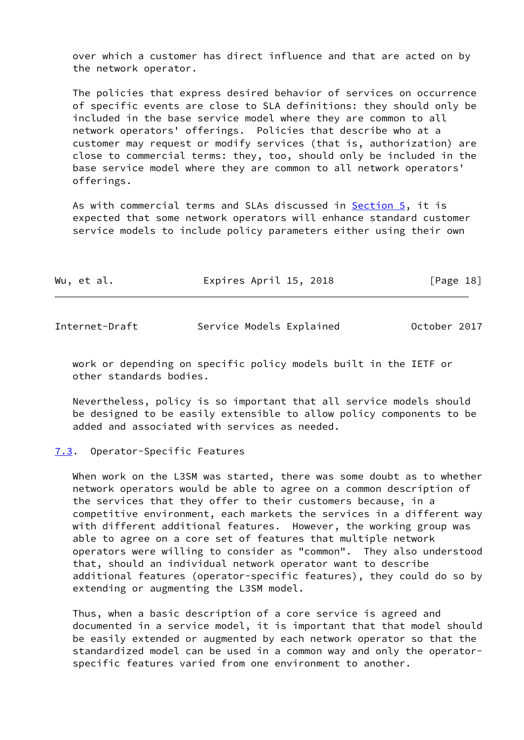over which a customer has direct influence and that are acted on by the network operator.

The policies that express desired behavior of services on occurrence of specific events are close to SLA definitions: they should only be included in the base service model where they are common to all network operators' offerings. Policies that describe who at a customer may request or modify services (that is, authorization) are close to commercial terms: they, too, should only be included in the base service model where they are common to all network operators' offerings.

As with commercial terms and SLAs discussed in Section 5, it is expected that some network operators will enhance standard customer service models to include policy parameters either using their own work or depending on specific policy models built in the IETF or other standards bodies.

Nevertheless, policy is so important that all service models should be designed to be easily extensible to allow policy components to be added and associated with services as needed.

### 7.3. Operator-Specific Features

When work on the L3SM was started, there was some doubt as to whether network operators would be able to agree on a common description of the services that they offer to their customers because, in a competitive environment, each markets the services in a different way with different additional features. However, the working group was able to agree on a core set of features that multiple network operators were willing to consider as "common". They also understood that, should an individual network operator want to describe additional features (operator-specific features), they could do so by extending or augmenting the L3SM model.

Thus, when a basic description of a core service is agreed and documented in a service model, it is important that that model should be easily extended or augmented by each network operator so that the standardized model can be used in a common way and only the operator-specific features varied from one environment to another.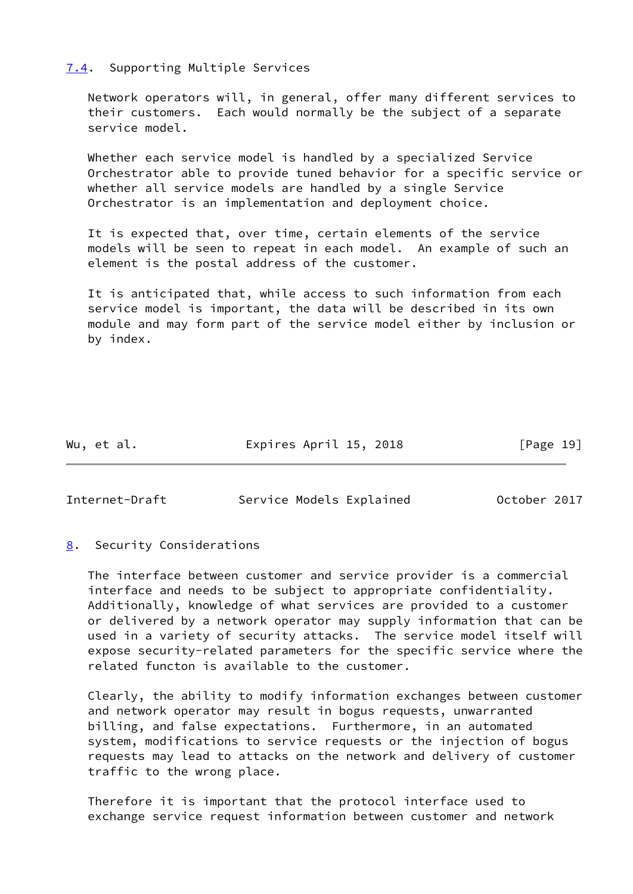## 7.4. Supporting Multiple Services

Network operators will, in general, offer many different services to their customers. Each would normally be the subject of a separate service model.

Whether each service model is handled by a specialized Service Orchestrator able to provide tuned behavior for a specific service or whether all service models are handled by a single Service Orchestrator is an implementation and deployment choice.

It is expected that, over time, certain elements of the service models will be seen to repeat in each model. An example of such an element is the postal address of the customer.

It is anticipated that, while access to such information from each service model is important, the data will be described in its own module and may form part of the service model either by inclusion or by index.

# 8. Security Considerations

The interface between customer and service provider is a commercial interface and needs to be subject to appropriate confidentiality. Additionally, knowledge of what services are provided to a customer or delivered by a network operator may supply information that can be used in a variety of security attacks. The service model itself will expose security-related parameters for the specific service where the related functon is available to the customer.

Clearly, the ability to modify information exchanges between customer and network operator may result in bogus requests, unwarranted billing, and false expectations. Furthermore, in an automated system, modifications to service requests or the injection of bogus requests may lead to attacks on the network and delivery of customer traffic to the wrong place.

Therefore it is important that the protocol interface used to exchange service request information between customer and network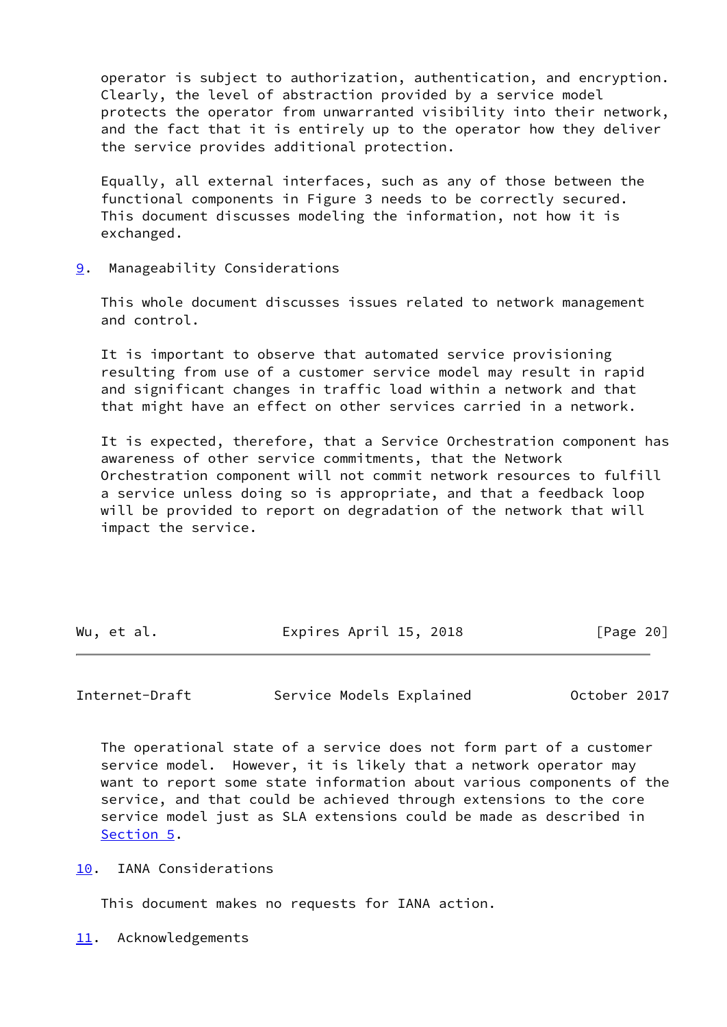operator is subject to authorization, authentication, and encryption. Clearly, the level of abstraction provided by a service model protects the operator from unwarranted visibility into their network, and the fact that it is entirely up to the operator how they deliver the service provides additional protection.

Equally, all external interfaces, such as any of those between the functional components in Figure 3 needs to be correctly secured. This document discusses modeling the information, not how it is exchanged.

## 9. Manageability Considerations

This whole document discusses issues related to network management and control.

It is important to observe that automated service provisioning resulting from use of a customer service model may result in rapid and significant changes in traffic load within a network and that that might have an effect on other services carried in a network.

It is expected, therefore, that a Service Orchestration component has awareness of other service commitments, that the Network Orchestration component will not commit network resources to fulfill a service unless doing so is appropriate, and that a feedback loop will be provided to report on degradation of the network that will impact the service.

The operational state of a service does not form part of a customer service model. However, it is likely that a network operator may want to report some state information about various components of the service, and that could be achieved through extensions to the core service model just as SLA extensions could be made as described in Section 5.

## 10. IANA Considerations

This document makes no requests for IANA action.

## 11. Acknowledgements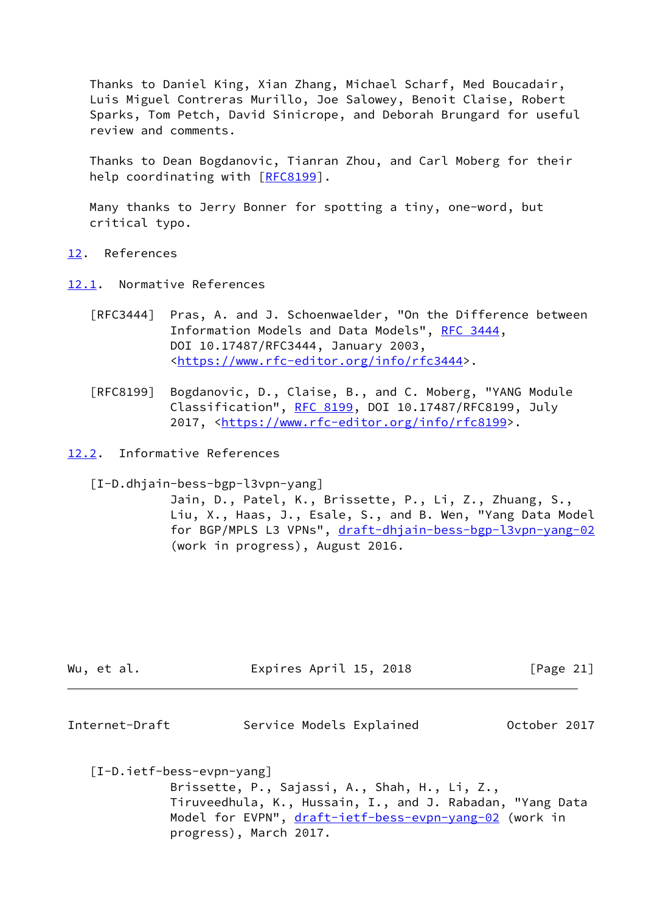Thanks to Daniel King, Xian Zhang, Michael Scharf, Med Boucadair, Luis Miguel Contreras Murillo, Joe Salowey, Benoit Claise, Robert Sparks, Tom Petch, David Sinicrope, and Deborah Brungard for useful review and comments.

Thanks to Dean Bogdanovic, Tianran Zhou, and Carl Moberg for their help coordinating with [RFC8199].

Many thanks to Jerry Bonner for spotting a tiny, one-word, but critical typo.

## 12. References

### 12.1. Normative References

[RFC3444] Pras, A. and J. Schoenwaelder, "On the Difference between Information Models and Data Models", RFC 3444, DOI 10.17487/RFC3444, January 2003, <https://www.rfc-editor.org/info/rfc3444>.

[RFC8199] Bogdanovic, D., Claise, B., and C. Moberg, "YANG Module Classification", RFC 8199, DOI 10.17487/RFC8199, July 2017, <https://www.rfc-editor.org/info/rfc8199>.

### 12.2. Informative References

[I-D.dhjain-bess-bgp-l3vpn-yang] Jain, D., Patel, K., Brissette, P., Li, Z., Zhuang, S., Liu, X., Haas, J., Esale, S., and B. Wen, "Yang Data Model for BGP/MPLS L3 VPNs", draft-dhjain-bess-bgp-l3vpn-yang-02 (work in progress), August 2016.

[I-D.ietf-bess-evpn-yang] Brissette, P., Sajassi, A., Shah, H., Li, Z., Tiruveedhula, K., Hussain, I., and J. Rabadan, "Yang Data Model for EVPN", draft-ietf-bess-evpn-yang-02 (work in progress), March 2017.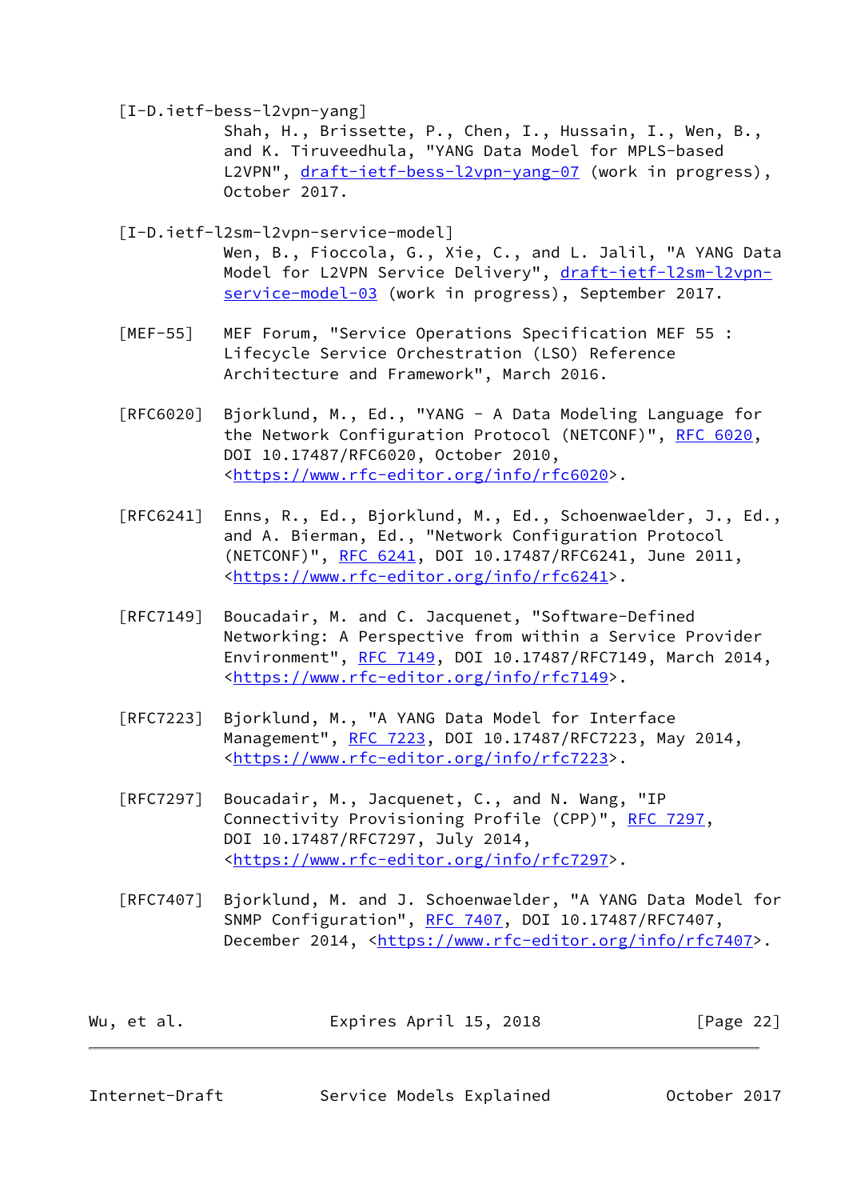[I-D.ietf-bess-l2vpn-yang]
Shah, H., Brissette, P., Chen, I., Hussain, I., Wen, B., and K. Tiruveedhula, "YANG Data Model for MPLS-based L2VPN", draft-ietf-bess-l2vpn-yang-07 (work in progress), October 2017.

[I-D.ietf-l2sm-l2vpn-service-model]
Wen, B., Fioccola, G., Xie, C., and L. Jalil, "A YANG Data Model for L2VPN Service Delivery", draft-ietf-l2sm-l2vpn-service-model-03 (work in progress), September 2017.

[MEF-55] MEF Forum, "Service Operations Specification MEF 55 : Lifecycle Service Orchestration (LSO) Reference Architecture and Framework", March 2016.

[RFC6020] Bjorklund, M., Ed., "YANG - A Data Modeling Language for the Network Configuration Protocol (NETCONF)", RFC 6020, DOI 10.17487/RFC6020, October 2010, <https://www.rfc-editor.org/info/rfc6020>.

[RFC6241] Enns, R., Ed., Bjorklund, M., Ed., Schoenwaelder, J., Ed., and A. Bierman, Ed., "Network Configuration Protocol (NETCONF)", RFC 6241, DOI 10.17487/RFC6241, June 2011, <https://www.rfc-editor.org/info/rfc6241>.

[RFC7149] Boucadair, M. and C. Jacquenet, "Software-Defined Networking: A Perspective from within a Service Provider Environment", RFC 7149, DOI 10.17487/RFC7149, March 2014, <https://www.rfc-editor.org/info/rfc7149>.

[RFC7223] Bjorklund, M., "A YANG Data Model for Interface Management", RFC 7223, DOI 10.17487/RFC7223, May 2014, <https://www.rfc-editor.org/info/rfc7223>.

[RFC7297] Boucadair, M., Jacquenet, C., and N. Wang, "IP Connectivity Provisioning Profile (CPP)", RFC 7297, DOI 10.17487/RFC7297, July 2014, <https://www.rfc-editor.org/info/rfc7297>.

[RFC7407] Bjorklund, M. and J. Schoenwaelder, "A YANG Data Model for SNMP Configuration", RFC 7407, DOI 10.17487/RFC7407, December 2014, <https://www.rfc-editor.org/info/rfc7407>.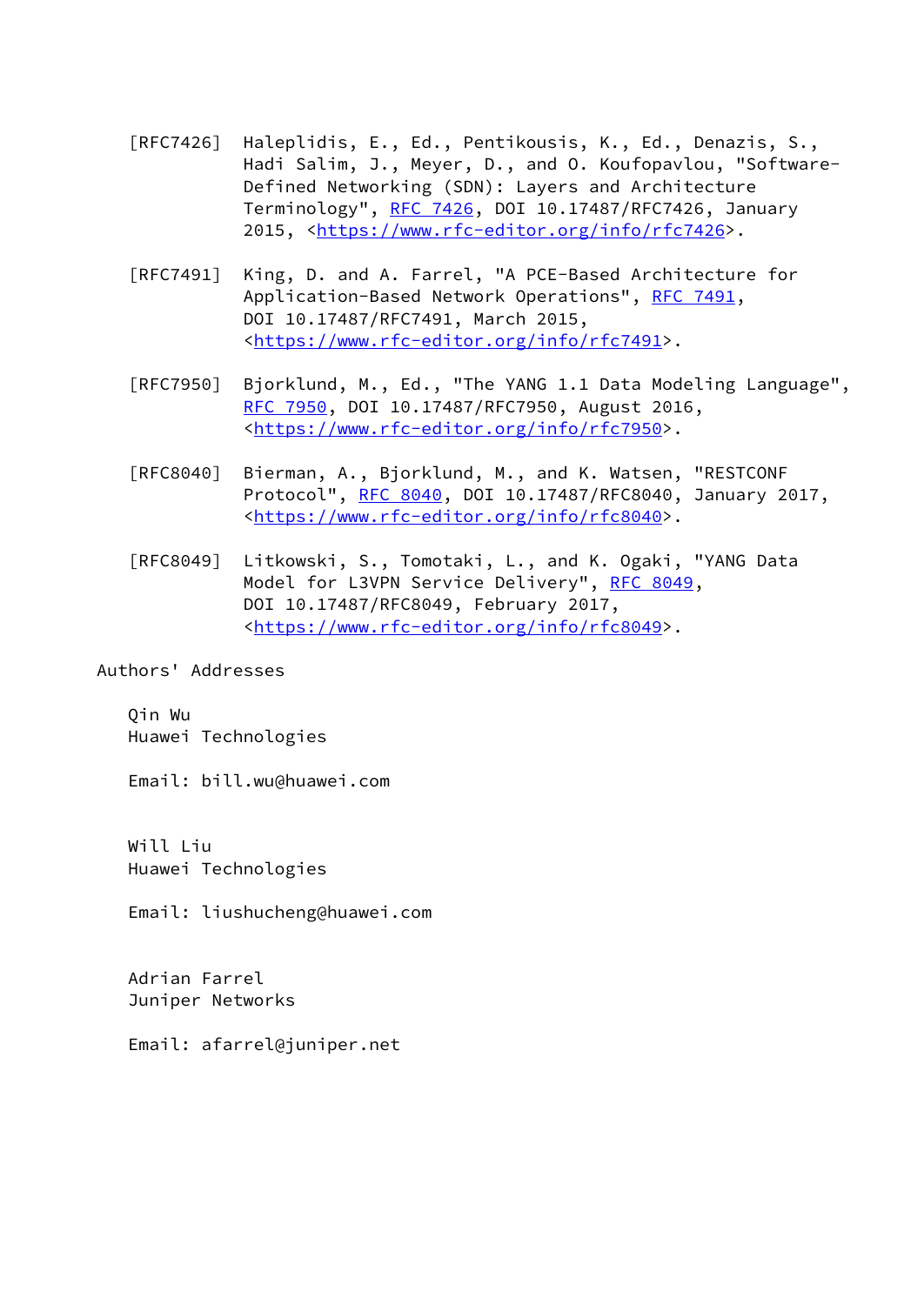[RFC7426] Haleplidis, E., Ed., Pentikousis, K., Ed., Denazis, S., Hadi Salim, J., Meyer, D., and O. Koufopavlou, "Software-Defined Networking (SDN): Layers and Architecture Terminology", RFC 7426, DOI 10.17487/RFC7426, January 2015, <https://www.rfc-editor.org/info/rfc7426>.

[RFC7491] King, D. and A. Farrel, "A PCE-Based Architecture for Application-Based Network Operations", RFC 7491, DOI 10.17487/RFC7491, March 2015, <https://www.rfc-editor.org/info/rfc7491>.

[RFC7950] Bjorklund, M., Ed., "The YANG 1.1 Data Modeling Language", RFC 7950, DOI 10.17487/RFC7950, August 2016, <https://www.rfc-editor.org/info/rfc7950>.

[RFC8040] Bierman, A., Bjorklund, M., and K. Watsen, "RESTCONF Protocol", RFC 8040, DOI 10.17487/RFC8040, January 2017, <https://www.rfc-editor.org/info/rfc8040>.

[RFC8049] Litkowski, S., Tomotaki, L., and K. Ogaki, "YANG Data Model for L3VPN Service Delivery", RFC 8049, DOI 10.17487/RFC8049, February 2017, <https://www.rfc-editor.org/info/rfc8049>.

## Authors' Addresses

Qin Wu
Huawei Technologies

Email: bill.wu@huawei.com

Will Liu
Huawei Technologies

Email: liushucheng@huawei.com

Adrian Farrel
Juniper Networks

Email: afarrel@juniper.net